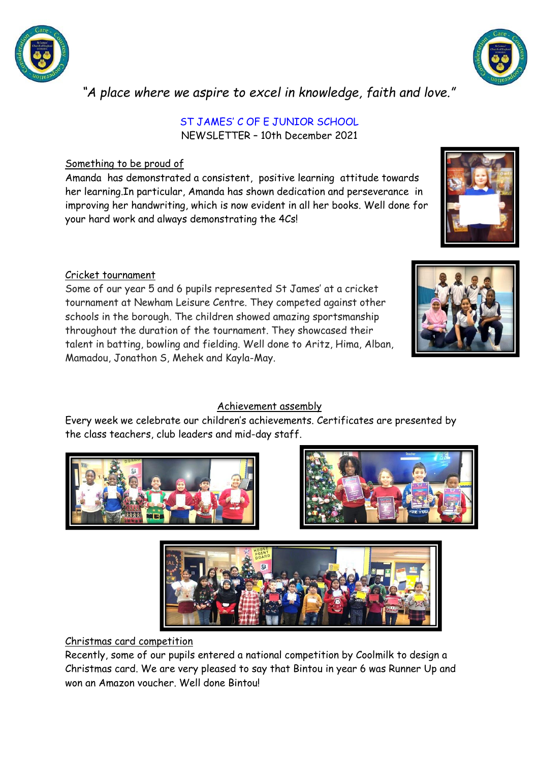*"A place where we aspire to excel in knowledge, faith and love."*

# ST JAMES' C OF E JUNIOR SCHOOL

NEWSLETTER – 10th December 2021

## Something to be proud of

Amanda has demonstrated a consistent, positive learning attitude towards her learning.In particular, Amanda has shown dedication and perseverance in improving her handwriting, which is now evident in all her books. Well done for your hard work and always demonstrating the 4Cs!

## Cricket tournament

Some of our year 5 and 6 pupils represented St James' at a cricket tournament at Newham Leisure Centre. They competed against other schools in the borough. The children showed amazing sportsmanship throughout the duration of the tournament. They showcased their talent in batting, bowling and fielding. Well done to Aritz, Hima, Alban, Mamadou, Jonathon S, Mehek and Kayla-May.

## Achievement assembly

Every week we celebrate our children's achievements. Certificates are presented by the class teachers, club leaders and mid-day staff.

## Christmas card competition

Recently, some of our pupils entered a national competition by Coolmilk to design a Christmas card. We are very pleased to say that Bintou in year 6 was Runner Up and won an Amazon voucher. Well done Bintou!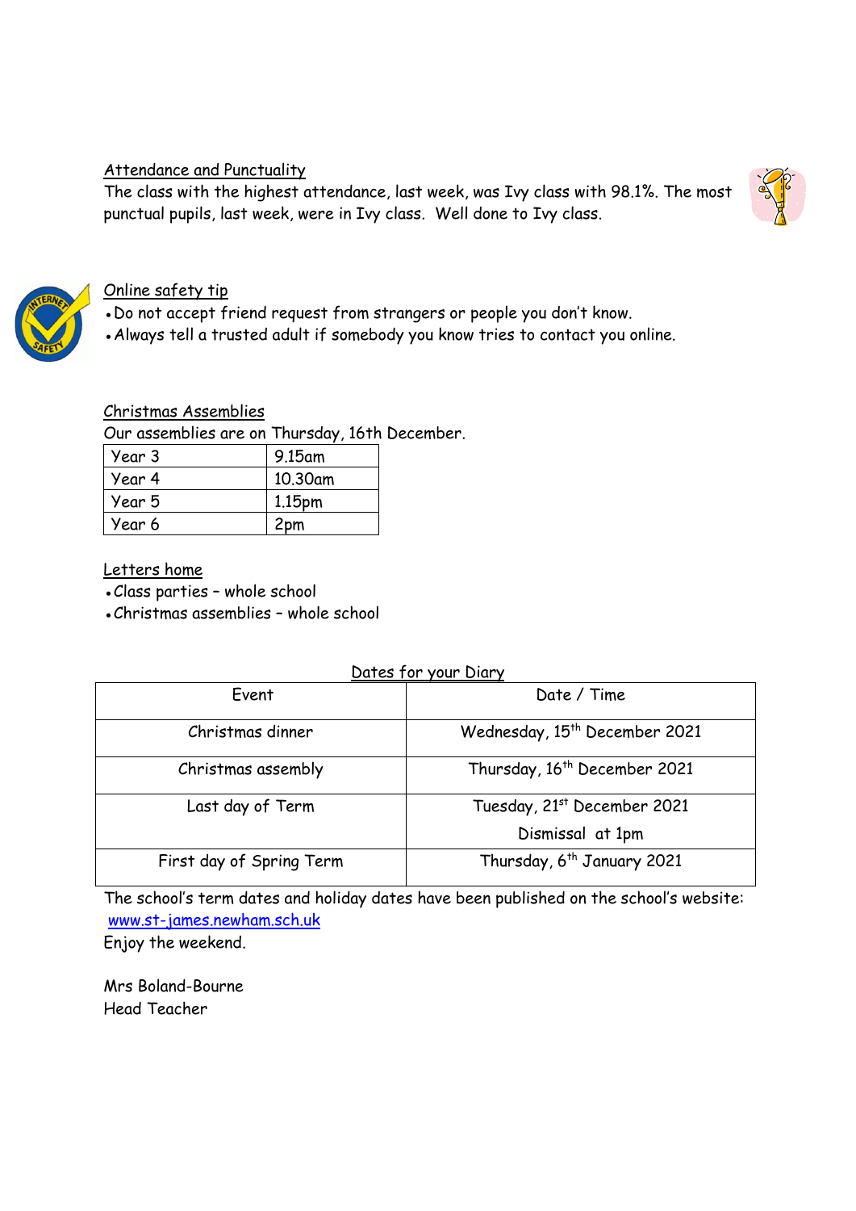## Attendance and Punctuality

The class with the highest attendance, last week, was Ivy class with 98.1%. The most punctual pupils, last week, were in Ivy class. Well done to Ivy class.

## Online safety tip

- Do not accept friend request from strangers or people you don't know.
- Always tell a trusted adult if somebody you know tries to contact you online.

## Christmas Assemblies

Our assemblies are on Thursday, 16th December.

| | |
|---|---|
| Year 3 | 9.15am |
| Year 4 | 10.30am |
| Year 5 | 1.15pm |
| Year 6 | 2pm |

## Letters home

- Class parties – whole school
- Christmas assemblies – whole school

## Dates for your Diary

| Event | Date / Time |
|---|---|
| Christmas dinner | Wednesday, 15th December 2021 |
| Christmas assembly | Thursday, 16th December 2021 |
| Last day of Term | Tuesday, 21st December 2021<br>Dismissal at 1pm |
| First day of Spring Term | Thursday, 6th January 2021 |

The school's term dates and holiday dates have been published on the school's website: [www.st-james.newham.sch.uk](http://www.st-james.newham.sch.uk)

Enjoy the weekend.

Mrs Boland-Bourne
Head Teacher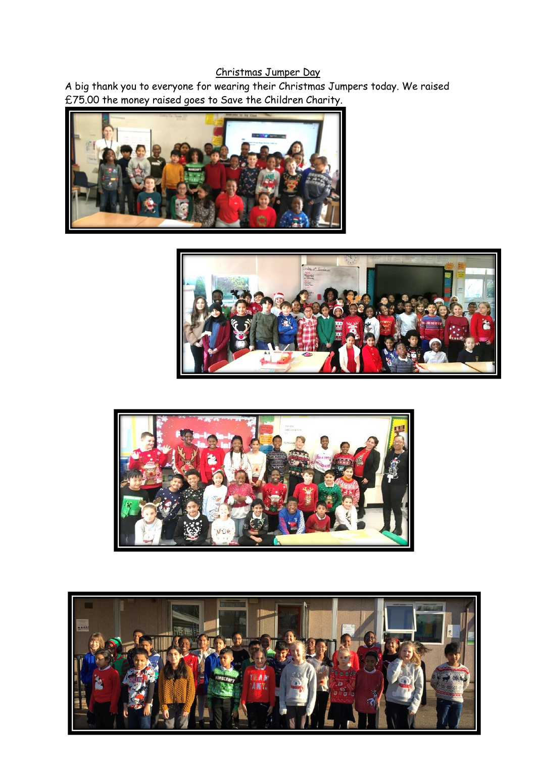## Christmas Jumper Day

A big thank you to everyone for wearing their Christmas Jumpers today. We raised £75.00 the money raised goes to Save the Children Charity.